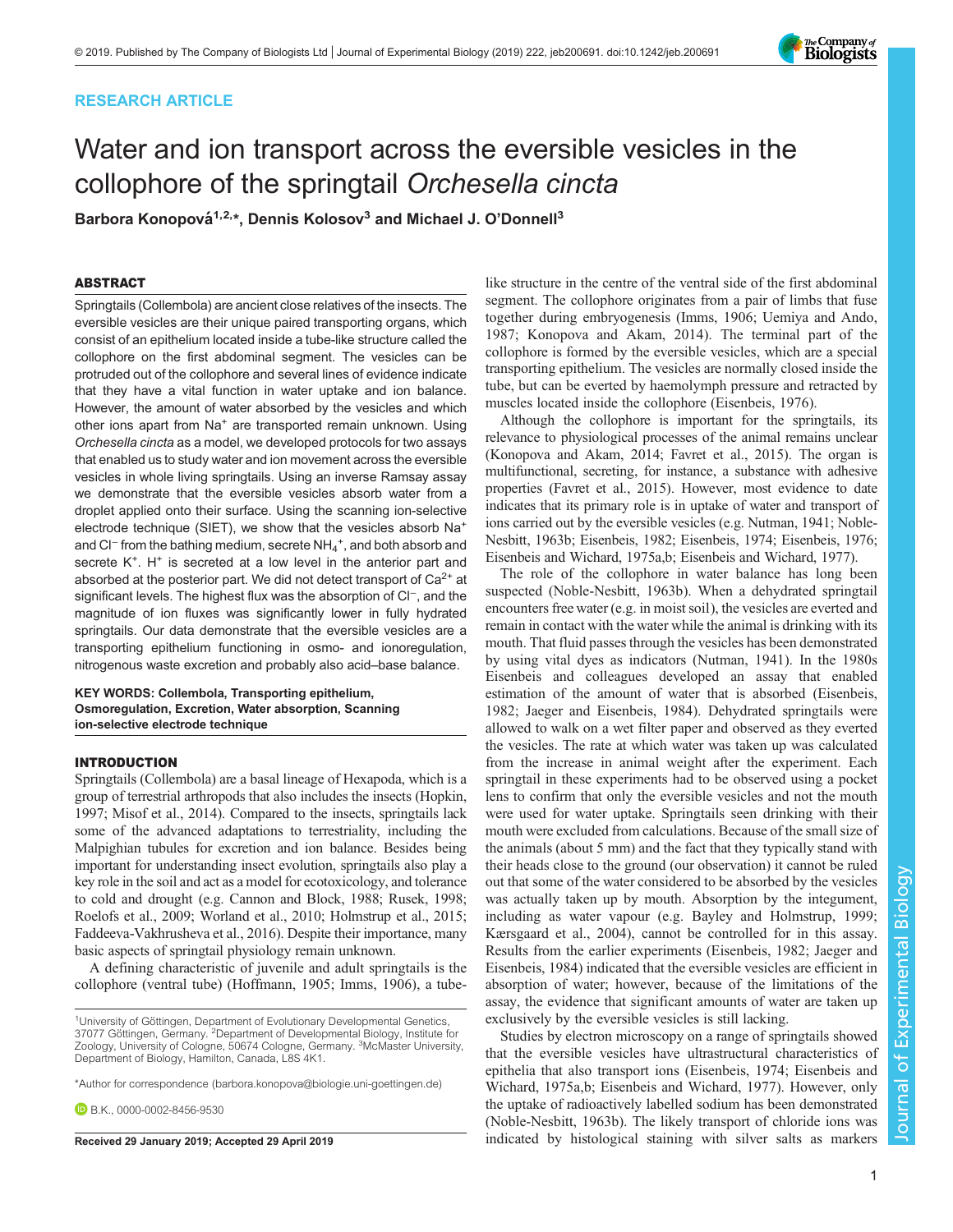RESEARCH ARTICLE

# Water and ion transport across the eversible vesicles in the collophore of the springtail *Orchesella cincta*

**Barbora Konopová[1,2,*], Dennis Kolosov[3] and Michael J. O'Donnell[3]**

## ABSTRACT

Springtails (Collembola) are ancient close relatives of the insects. The eversible vesicles are their unique paired transporting organs, which consist of an epithelium located inside a tube-like structure called the collophore on the first abdominal segment. The vesicles can be protruded out of the collophore and several lines of evidence indicate that they have a vital function in water uptake and ion balance. However, the amount of water absorbed by the vesicles and which other ions apart from $Na^+$ are transported remain unknown. Using *Orchesella cincta* as a model, we developed protocols for two assays that enabled us to study water and ion movement across the eversible vesicles in whole living springtails. Using an inverse Ramsay assay we demonstrate that the eversible vesicles absorb water from a droplet applied onto their surface. Using the scanning ion-selective electrode technique (SIET), we show that the vesicles absorb $Na^+$ and $Cl^-$ from the bathing medium, secrete $NH_4^+$, and both absorb and secrete $K^+$. $H^+$ is secreted at a low level in the anterior part and absorbed at the posterior part. We did not detect transport of $Ca^{2+}$ at significant levels. The highest flux was the absorption of $Cl^-$, and the magnitude of ion fluxes was significantly lower in fully hydrated springtails. Our data demonstrate that the eversible vesicles are a transporting epithelium functioning in osmo- and ionoregulation, nitrogenous waste excretion and probably also acid–base balance.

**KEY WORDS: Collembola, Transporting epithelium, Osmoregulation, Excretion, Water absorption, Scanning ion-selective electrode technique**

## INTRODUCTION

Springtails (Collembola) are a basal lineage of Hexapoda, which is a group of terrestrial arthropods that also includes the insects (Hopkin, 1997; Misof et al., 2014). Compared to the insects, springtails lack some of the advanced adaptations to terrestriality, including the Malpighian tubules for excretion and ion balance. Besides being important for understanding insect evolution, springtails also play a key role in the soil and act as a model for ecotoxicology, and tolerance to cold and drought (e.g. Cannon and Block, 1988; Rusek, 1998; Roelofs et al., 2009; Worland et al., 2010; Holmstrup et al., 2015; Faddeeva-Vakhrusheva et al., 2016). Despite their importance, many basic aspects of springtail physiology remain unknown.

A defining characteristic of juvenile and adult springtails is the collophore (ventral tube) (Hoffmann, 1905; Imms, 1906), a tube-like structure in the centre of the ventral side of the first abdominal segment. The collophore originates from a pair of limbs that fuse together during embryogenesis (Imms, 1906; Uemiya and Ando, 1987; Konopova and Akam, 2014). The terminal part of the collophore is formed by the eversible vesicles, which are a special transporting epithelium. The vesicles are normally closed inside the tube, but can be everted by haemolymph pressure and retracted by muscles located inside the collophore (Eisenbeis, 1976).

Although the collophore is important for the springtails, its relevance to physiological processes of the animal remains unclear (Konopova and Akam, 2014; Favret et al., 2015). The organ is multifunctional, secreting, for instance, a substance with adhesive properties (Favret et al., 2015). However, most evidence to date indicates that its primary role is in uptake of water and transport of ions carried out by the eversible vesicles (e.g. Nutman, 1941; Noble-Nesbitt, 1963b; Eisenbeis, 1982; Eisenbeis, 1974; Eisenbeis, 1976; Eisenbeis and Wichard, 1975a,b; Eisenbeis and Wichard, 1977).

The role of the collophore in water balance has long been suspected (Noble-Nesbitt, 1963b). When a dehydrated springtail encounters free water (e.g. in moist soil), the vesicles are everted and remain in contact with the water while the animal is drinking with its mouth. That fluid passes through the vesicles has been demonstrated by using vital dyes as indicators (Nutman, 1941). In the 1980s Eisenbeis and colleagues developed an assay that enabled estimation of the amount of water that is absorbed (Eisenbeis, 1982; Jaeger and Eisenbeis, 1984). Dehydrated springtails were allowed to walk on a wet filter paper and observed as they everted the vesicles. The rate at which water was taken up was calculated from the increase in animal weight after the experiment. Each springtail in these experiments had to be observed using a pocket lens to confirm that only the eversible vesicles and not the mouth were used for water uptake. Springtails seen drinking with their mouth were excluded from calculations. Because of the small size of the animals (about 5 mm) and the fact that they typically stand with their heads close to the ground (our observation) it cannot be ruled out that some of the water considered to be absorbed by the vesicles was actually taken up by mouth. Absorption by the integument, including as water vapour (e.g. Bayley and Holmstrup, 1999; Kærsgaard et al., 2004), cannot be controlled for in this assay. Results from the earlier experiments (Eisenbeis, 1982; Jaeger and Eisenbeis, 1984) indicated that the eversible vesicles are efficient in absorption of water; however, because of the limitations of the assay, the evidence that significant amounts of water are taken up exclusively by the eversible vesicles is still lacking.

Studies by electron microscopy on a range of springtails showed that the eversible vesicles have ultrastructural characteristics of epithelia that also transport ions (Eisenbeis, 1974; Eisenbeis and Wichard, 1975a,b; Eisenbeis and Wichard, 1977). However, only the uptake of radioactively labelled sodium has been demonstrated (Noble-Nesbitt, 1963b). The likely transport of chloride ions was indicated by histological staining with silver salts as markers

[1]University of Göttingen, Department of Evolutionary Developmental Genetics, 37077 Göttingen, Germany. [2]Department of Developmental Biology, Institute for Zoology, University of Cologne, 50674 Cologne, Germany. [3]McMaster University, Department of Biology, Hamilton, Canada, L8S 4K1.

*Author for correspondence (barbora.konopova@biologie.uni-goettingen.de)

B.K., 0000-0002-8456-9530

Received 29 January 2019; Accepted 29 April 2019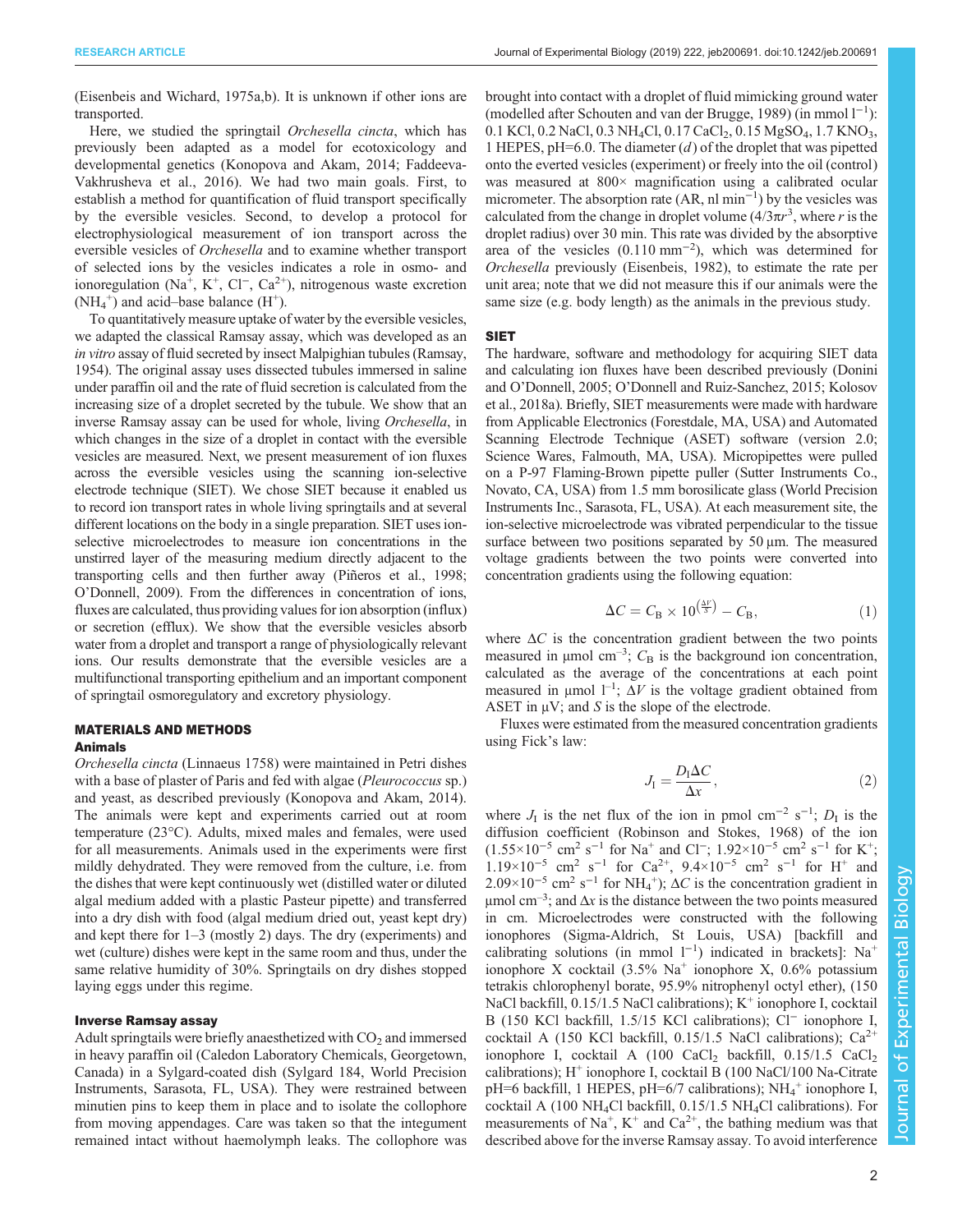(Eisenbeis and Wichard, 1975a,b). It is unknown if other ions are transported.

Here, we studied the springtail *Orchesella cincta*, which has previously been adapted as a model for ecotoxicology and developmental genetics (Konopova and Akam, 2014; Faddeeva-Vakhrusheva et al., 2016). We had two main goals. First, to establish a method for quantification of fluid transport specifically by the eversible vesicles. Second, to develop a protocol for electrophysiological measurement of ion transport across the eversible vesicles of *Orchesella* and to examine whether transport of selected ions by the vesicles indicates a role in osmo- and ionoregulation ($Na^+$, $K^+$, $Cl^-$, $Ca^{2+}$), nitrogenous waste excretion ($NH_4^+$) and acid–base balance ($H^+$).

To quantitatively measure uptake of water by the eversible vesicles, we adapted the classical Ramsay assay, which was developed as an *in vitro* assay of fluid secreted by insect Malpighian tubules (Ramsay, 1954). The original assay uses dissected tubules immersed in saline under paraffin oil and the rate of fluid secretion is calculated from the increasing size of a droplet secreted by the tubule. We show that an inverse Ramsay assay can be used for whole, living *Orchesella*, in which changes in the size of a droplet in contact with the eversible vesicles are measured. Next, we present measurement of ion fluxes across the eversible vesicles using the scanning ion-selective electrode technique (SIET). We chose SIET because it enabled us to record ion transport rates in whole living springtails and at several different locations on the body in a single preparation. SIET uses ion-selective microelectrodes to measure ion concentrations in the unstirred layer of the measuring medium directly adjacent to the transporting cells and then further away (Piñeros et al., 1998; O'Donnell, 2009). From the differences in concentration of ions, fluxes are calculated, thus providing values for ion absorption (influx) or secretion (efflux). We show that the eversible vesicles absorb water from a droplet and transport a range of physiologically relevant ions. Our results demonstrate that the eversible vesicles are a multifunctional transporting epithelium and an important component of springtail osmoregulatory and excretory physiology.

## MATERIALS AND METHODS

### Animals

*Orchesella cincta* (Linnaeus 1758) were maintained in Petri dishes with a base of plaster of Paris and fed with algae (*Pleurococcus* sp.) and yeast, as described previously (Konopova and Akam, 2014). The animals were kept and experiments carried out at room temperature (23°C). Adults, mixed males and females, were used for all measurements. Animals used in the experiments were first mildly dehydrated. They were removed from the culture, i.e. from the dishes that were kept continuously wet (distilled water or diluted algal medium added with a plastic Pasteur pipette) and transferred into a dry dish with food (algal medium dried out, yeast kept dry) and kept there for 1–3 (mostly 2) days. The dry (experiments) and wet (culture) dishes were kept in the same room and thus, under the same relative humidity of 30%. Springtails on dry dishes stopped laying eggs under this regime.

### Inverse Ramsay assay

Adult springtails were briefly anaesthetized with $CO_2$ and immersed in heavy paraffin oil (Caledon Laboratory Chemicals, Georgetown, Canada) in a Sylgard-coated dish (Sylgard 184, World Precision Instruments, Sarasota, FL, USA). They were restrained between minutien pins to keep them in place and to isolate the collophore from moving appendages. Care was taken so that the integument remained intact without haemolymph leaks. The collophore was brought into contact with a droplet of fluid mimicking ground water (modelled after Schouten and van der Brugge, 1989) (in mmol $l^{-1}$): 0.1 KCl, 0.2 NaCl, 0.3 $NH_4Cl$, 0.17 $CaCl_2$, 0.15 $MgSO_4$, 1.7 $KNO_3$, 1 HEPES, pH=6.0. The diameter ($d$) of the droplet that was pipetted onto the everted vesicles (experiment) or freely into the oil (control) was measured at 800× magnification using a calibrated ocular micrometer. The absorption rate (AR, nl $min^{-1}$) by the vesicles was calculated from the change in droplet volume ($4/3\pi r^3$, where $r$ is the droplet radius) over 30 min. This rate was divided by the absorptive area of the vesicles (0.110 $mm^{-2}$), which was determined for *Orchesella* previously (Eisenbeis, 1982), to estimate the rate per unit area; note that we did not measure this if our animals were the same size (e.g. body length) as the animals in the previous study.

### SIET

The hardware, software and methodology for acquiring SIET data and calculating ion fluxes have been described previously (Donini and O'Donnell, 2005; O'Donnell and Ruiz-Sanchez, 2015; Kolosov et al., 2018a). Briefly, SIET measurements were made with hardware from Applicable Electronics (Forestdale, MA, USA) and Automated Scanning Electrode Technique (ASET) software (version 2.0; Science Wares, Falmouth, MA, USA). Micropipettes were pulled on a P-97 Flaming-Brown pipette puller (Sutter Instruments Co., Novato, CA, USA) from 1.5 mm borosilicate glass (World Precision Instruments Inc., Sarasota, FL, USA). At each measurement site, the ion-selective microelectrode was vibrated perpendicular to the tissue surface between two positions separated by 50 µm. The measured voltage gradients between the two points were converted into concentration gradients using the following equation:

$$\Delta C = C_B \times 10^{\left(\frac{\Delta V}{S}\right)} - C_B, \tag{1}$$

where $\Delta C$ is the concentration gradient between the two points measured in µmol $cm^{-3}$; $C_B$ is the background ion concentration, calculated as the average of the concentrations at each point measured in µmol $l^{-1}$; $\Delta V$ is the voltage gradient obtained from ASET in µV; and $S$ is the slope of the electrode.

Fluxes were estimated from the measured concentration gradients using Fick's law:

$$J_I = \frac{D_I \Delta C}{\Delta x}, \tag{2}$$

where $J_I$ is the net flux of the ion in pmol $cm^{-2}$ $s^{-1}$; $D_I$ is the diffusion coefficient (Robinson and Stokes, 1968) of the ion ($1.55\times10^{-5}$ $cm^2$ $s^{-1}$ for $Na^+$ and $Cl^-$; $1.92\times10^{-5}$ $cm^2$ $s^{-1}$ for $K^+$; $1.19\times10^{-5}$ $cm^2$ $s^{-1}$ for $Ca^{2+}$, $9.4\times10^{-5}$ $cm^2$ $s^{-1}$ for $H^+$ and $2.09\times10^{-5}$ $cm^2$ $s^{-1}$ for $NH_4^+$); $\Delta C$ is the concentration gradient in µmol $cm^{-3}$; and $\Delta x$ is the distance between the two points measured in cm. Microelectrodes were constructed with the following ionophores (Sigma-Aldrich, St Louis, USA) [backfill and calibrating solutions (in mmol $l^{-1}$) indicated in brackets]: $Na^+$ ionophore X cocktail (3.5% $Na^+$ ionophore X, 0.6% potassium tetrakis chlorophenyl borate, 95.9% nitrophenyl octyl ether), (150 NaCl backfill, 0.15/1.5 NaCl calibrations); $K^+$ ionophore I, cocktail B (150 KCl backfill, 1.5/15 KCl calibrations); $Cl^-$ ionophore I, cocktail A (150 KCl backfill, 0.15/1.5 NaCl calibrations); $Ca^{2+}$ ionophore I, cocktail A (100 $CaCl_2$ backfill, 0.15/1.5 $CaCl_2$ calibrations); $H^+$ ionophore I, cocktail B (100 NaCl/100 Na-Citrate pH=6 backfill, 1 HEPES, pH=6/7 calibrations); $NH_4^+$ ionophore I, cocktail A (100 $NH_4Cl$ backfill, 0.15/1.5 $NH_4Cl$ calibrations). For measurements of $Na^+$, $K^+$ and $Ca^{2+}$, the bathing medium was that described above for the inverse Ramsay assay. To avoid interference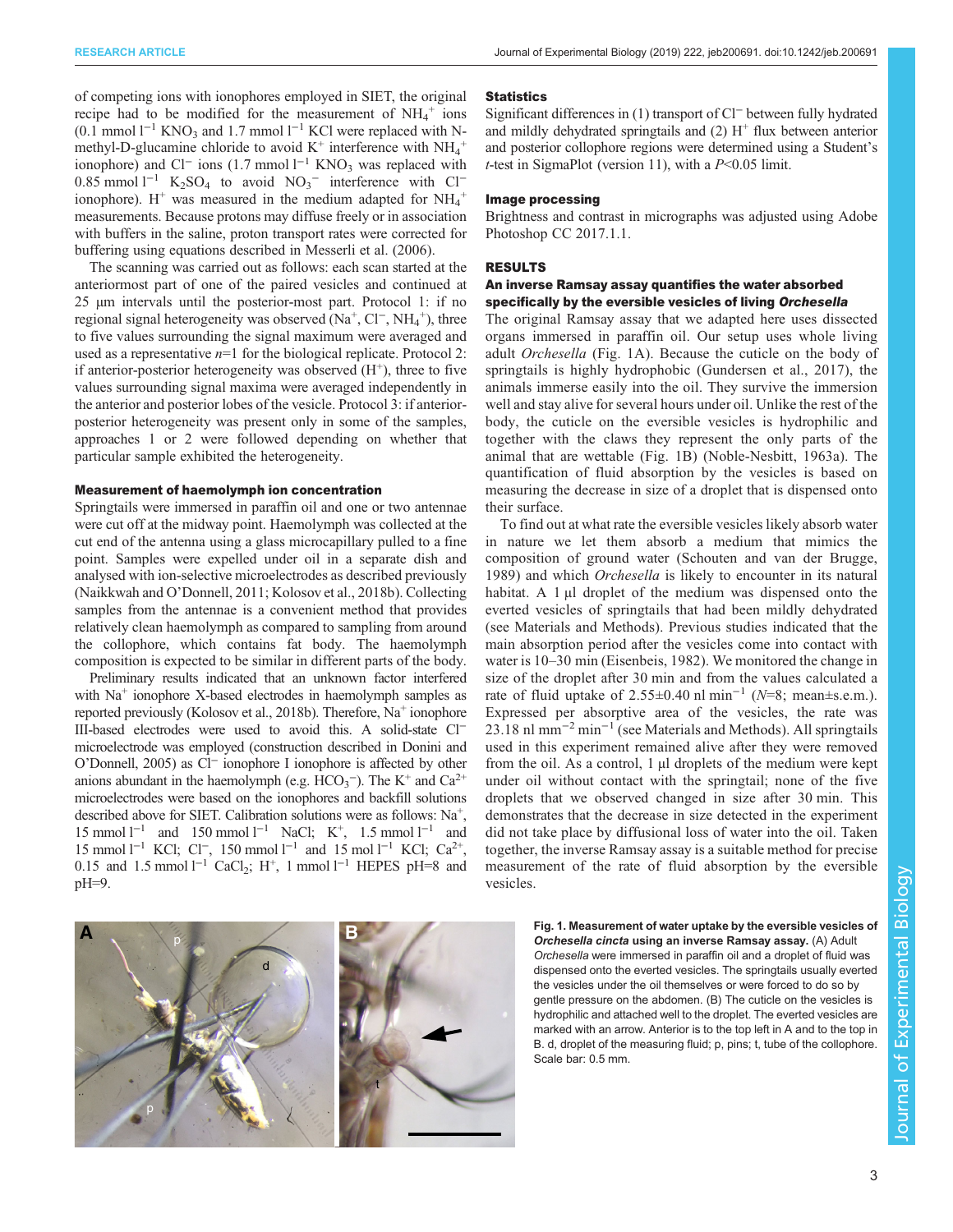of competing ions with ionophores employed in SIET, the original recipe had to be modified for the measurement of $NH_4^+$ ions (0.1 mmol $l^{-1}$ $KNO_3$ and 1.7 mmol $l^{-1}$ KCl were replaced with N-methyl-D-glucamine chloride to avoid $K^+$ interference with $NH_4^+$ ionophore) and $Cl^-$ ions (1.7 mmol $l^{-1}$ $KNO_3$ was replaced with 0.85 mmol $l^{-1}$ $K_2SO_4$ to avoid $NO_3^-$ interference with $Cl^-$ ionophore). $H^+$ was measured in the medium adapted for $NH_4^+$ measurements. Because protons may diffuse freely or in association with buffers in the saline, proton transport rates were corrected for buffering using equations described in Messerli et al. (2006).

The scanning was carried out as follows: each scan started at the anteriormost part of one of the paired vesicles and continued at 25 µm intervals until the posterior-most part. Protocol 1: if no regional signal heterogeneity was observed ($Na^+$, $Cl^-$, $NH_4^+$), three to five values surrounding the signal maximum were averaged and used as a representative $n$=1 for the biological replicate. Protocol 2: if anterior-posterior heterogeneity was observed ($H^+$), three to five values surrounding signal maxima were averaged independently in the anterior and posterior lobes of the vesicle. Protocol 3: if anterior-posterior heterogeneity was present only in some of the samples, approaches 1 or 2 were followed depending on whether that particular sample exhibited the heterogeneity.

### Measurement of haemolymph ion concentration

Springtails were immersed in paraffin oil and one or two antennae were cut off at the midway point. Haemolymph was collected at the cut end of the antenna using a glass microcapillary pulled to a fine point. Samples were expelled under oil in a separate dish and analysed with ion-selective microelectrodes as described previously (Naikkwah and O'Donnell, 2011; Kolosov et al., 2018b). Collecting samples from the antennae is a convenient method that provides relatively clean haemolymph as compared to sampling from around the collophore, which contains fat body. The haemolymph composition is expected to be similar in different parts of the body.

Preliminary results indicated that an unknown factor interfered with $Na^+$ ionophore X-based electrodes in haemolymph samples as reported previously (Kolosov et al., 2018b). Therefore, $Na^+$ ionophore III-based electrodes were used to avoid this. A solid-state $Cl^-$ microelectrode was employed (construction described in Donini and O'Donnell, 2005) as $Cl^-$ ionophore I ionophore is affected by other anions abundant in the haemolymph (e.g. $HCO_3^-$). The $K^+$ and $Ca^{2+}$ microelectrodes were based on the ionophores and backfill solutions described above for SIET. Calibration solutions were as follows: $Na^+$, 15 mmol $l^{-1}$ and 150 mmol $l^{-1}$ NaCl; $K^+$, 1.5 mmol $l^{-1}$ and 15 mmol $l^{-1}$ KCl; $Cl^-$, 150 mmol $l^{-1}$ and 15 mol $l^{-1}$ KCl; $Ca^{2+}$, 0.15 and 1.5 mmol $l^{-1}$ $CaCl_2$; $H^+$, 1 mmol $l^{-1}$ HEPES pH=8 and pH=9.

### Statistics

Significant differences in (1) transport of $Cl^-$ between fully hydrated and mildly dehydrated springtails and (2) $H^+$ flux between anterior and posterior collophore regions were determined using a Student's $t$-test in SigmaPlot (version 11), with a $P$<0.05 limit.

### Image processing

Brightness and contrast in micrographs was adjusted using Adobe Photoshop CC 2017.1.1.

## RESULTS

### An inverse Ramsay assay quantifies the water absorbed specifically by the eversible vesicles of living *Orchesella*

The original Ramsay assay that we adapted here uses dissected organs immersed in paraffin oil. Our setup uses whole living adult *Orchesella* (Fig. 1A). Because the cuticle on the body of springtails is highly hydrophobic (Gundersen et al., 2017), the animals immerse easily into the oil. They survive the immersion well and stay alive for several hours under oil. Unlike the rest of the body, the cuticle on the eversible vesicles is hydrophilic and together with the claws they represent the only parts of the animal that are wettable (Fig. 1B) (Noble-Nesbitt, 1963a). The quantification of fluid absorption by the vesicles is based on measuring the decrease in size of a droplet that is dispensed onto their surface.

To find out at what rate the eversible vesicles likely absorb water in nature we let them absorb a medium that mimics the composition of ground water (Schouten and van der Brugge, 1989) and which *Orchesella* is likely to encounter in its natural habitat. A 1 µl droplet of the medium was dispensed onto the everted vesicles of springtails that had been mildly dehydrated (see Materials and Methods). Previous studies indicated that the main absorption period after the vesicles come into contact with water is 10–30 min (Eisenbeis, 1982). We monitored the change in size of the droplet after 30 min and from the values calculated a rate of fluid uptake of 2.55±0.40 nl $min^{-1}$ ($N$=8; mean±s.e.m.). Expressed per absorptive area of the vesicles, the rate was 23.18 nl $mm^{-2}$ $min^{-1}$ (see Materials and Methods). All springtails used in this experiment remained alive after they were removed from the oil. As a control, 1 µl droplets of the medium were kept under oil without contact with the springtail; none of the five droplets that we observed changed in size after 30 min. This demonstrates that the decrease in size detected in the experiment did not take place by diffusional loss of water into the oil. Taken together, the inverse Ramsay assay is a suitable method for precise measurement of the rate of fluid absorption by the eversible vesicles.

**Fig. 1. Measurement of water uptake by the eversible vesicles of *Orchesella cincta* using an inverse Ramsay assay.** (A) Adult *Orchesella* were immersed in paraffin oil and a droplet of fluid was dispensed onto the everted vesicles. The springtails usually everted the vesicles under the oil themselves or were forced to do so by gentle pressure on the abdomen. (B) The cuticle on the vesicles is hydrophilic and attached well to the droplet. The everted vesicles are marked with an arrow. Anterior is to the top left in A and to the top in B. d, droplet of the measuring fluid; p, pins; t, tube of the collophore. Scale bar: 0.5 mm.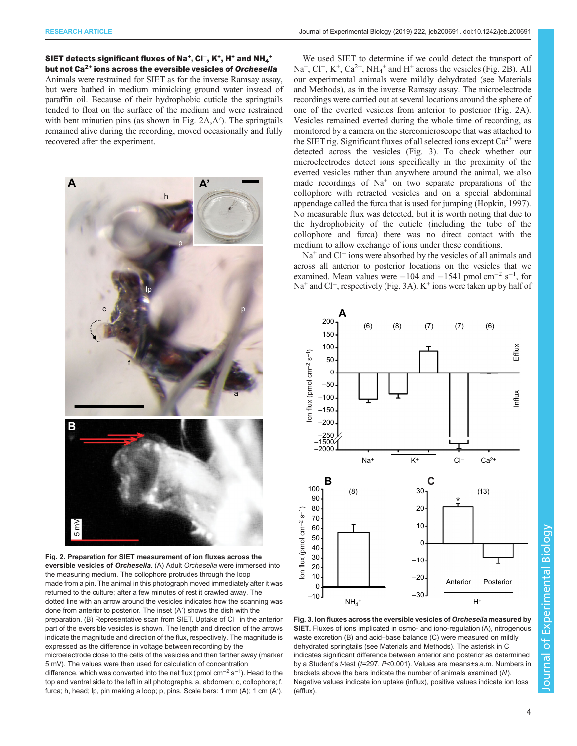### SIET detects significant fluxes of $Na^+$, $Cl^-$, $K^+$, $H^+$ and $NH_4^+$ but not $Ca^{2+}$ ions across the eversible vesicles of *Orchesella*

Animals were restrained for SIET as for the inverse Ramsay assay, but were bathed in medium mimicking ground water instead of paraffin oil. Because of their hydrophobic cuticle the springtails tended to float on the surface of the medium and were restrained with bent minutien pins (as shown in Fig. 2A,A′). The springtails remained alive during the recording, moved occasionally and fully recovered after the experiment.

Fig. 2. Preparation for SIET measurement of ion fluxes across the eversible vesicles of *Orchesella*. (A) Adult *Orchesella* were immersed into the measuring medium. The collophore protrudes through the loop made from a pin. The animal in this photograph moved immediately after it was returned to the culture; after a few minutes of rest it crawled away. The dotted line with an arrow around the vesicles indicates how the scanning was done from anterior to posterior. The inset (A′) shows the dish with the preparation. (B) Representative scan from SIET. Uptake of $Cl^-$ in the anterior part of the eversible vesicles is shown. The length and direction of the arrows indicate the magnitude and direction of the flux, respectively. The magnitude is expressed as the difference in voltage between recording by the microelectrode close to the cells of the vesicles and then farther away (marker 5 mV). The values were then used for calculation of concentration difference, which was converted into the net flux (pmol $cm^{-2}$ $s^{-1}$). Head to the top and ventral side to the left in all photographs. a, abdomen; c, collophore; f, furca; h, head; lp, pin making a loop; p, pins. Scale bars: 1 mm (A); 1 cm (A′).

We used SIET to determine if we could detect the transport of $Na^+$, $Cl^-$, $K^+$, $Ca^{2+}$, $NH_4^+$ and $H^+$ across the vesicles (Fig. 2B). All our experimental animals were mildly dehydrated (see Materials and Methods), as in the inverse Ramsay assay. The microelectrode recordings were carried out at several locations around the sphere of one of the everted vesicles from anterior to posterior (Fig. 2A). Vesicles remained everted during the whole time of recording, as monitored by a camera on the stereomicroscope that was attached to the SIET rig. Significant fluxes of all selected ions except $Ca^{2+}$ were detected across the vesicles (Fig. 3). To check whether our microelectrodes detect ions specifically in the proximity of the everted vesicles rather than anywhere around the animal, we also made recordings of $Na^+$ on two separate preparations of the collophore with retracted vesicles and on a special abdominal appendage called the furca that is used for jumping (Hopkin, 1997). No measurable flux was detected, but it is worth noting that due to the hydrophobicity of the cuticle (including the tube of the collophore and furca) there was no direct contact with the medium to allow exchange of ions under these conditions.

$Na^+$ and $Cl^-$ ions were absorbed by the vesicles of all animals and across all anterior to posterior locations on the vesicles that we examined. Mean values were −104 and −1541 pmol $cm^{-2}$ $s^{-1}$, for $Na^+$ and $Cl^-$, respectively (Fig. 3A). $K^+$ ions were taken up by half of

Fig. 3. Ion fluxes across the eversible vesicles of *Orchesella* measured by SIET. Fluxes of ions implicated in osmo- and iono-regulation (A), nitrogenous waste excretion (B) and acid–base balance (C) were measured on mildly dehydrated springtails (see Materials and Methods). The asterisk in C indicates significant difference between anterior and posterior as determined by a Student's *t*-test ($t$=297, $P$<0.001). Values are means±s.e.m. Numbers in brackets above the bars indicate the number of animals examined ($N$). Negative values indicate ion uptake (influx), positive values indicate ion loss (efflux).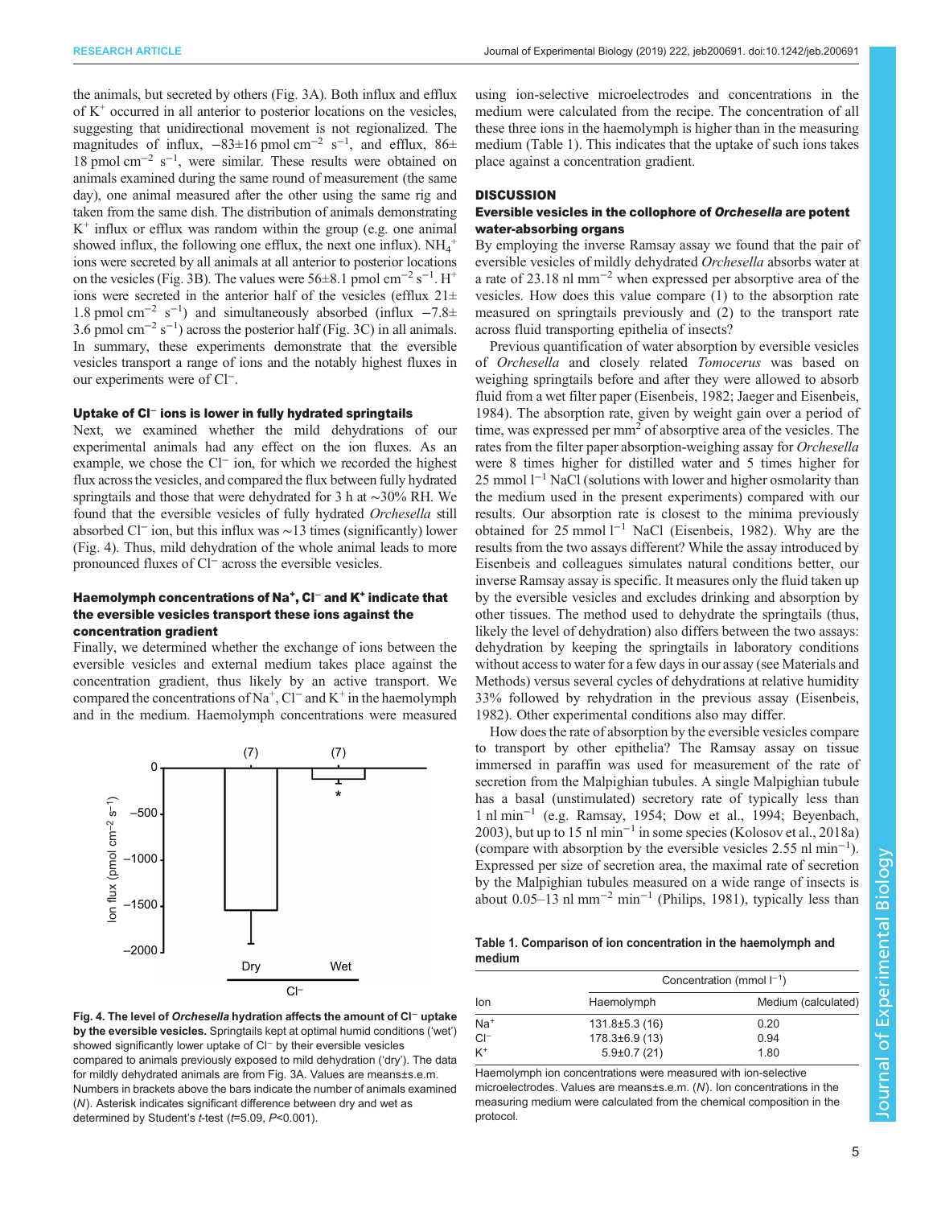the animals, but secreted by others (Fig. 3A). Both influx and efflux of $K^+$ occurred in all anterior to posterior locations on the vesicles, suggesting that unidirectional movement is not regionalized. The magnitudes of influx, $-83\pm16$ pmol cm$^{-2}$ s$^{-1}$, and efflux, $86\pm18$ pmol cm$^{-2}$ s$^{-1}$, were similar. These results were obtained on animals examined during the same round of measurement (the same day), one animal measured after the other using the same rig and taken from the same dish. The distribution of animals demonstrating $K^+$ influx or efflux was random within the group (e.g. one animal showed influx, the following one efflux, the next one influx). $NH_4^+$ ions were secreted by all animals at all anterior to posterior locations on the vesicles (Fig. 3B). The values were $56\pm8.1$ pmol cm$^{-2}$ s$^{-1}$. $H^+$ ions were secreted in the anterior half of the vesicles (efflux $21\pm1.8$ pmol cm$^{-2}$ s$^{-1}$) and simultaneously absorbed (influx $-7.8\pm3.6$ pmol cm$^{-2}$ s$^{-1}$) across the posterior half (Fig. 3C) in all animals. In summary, these experiments demonstrate that the eversible vesicles transport a range of ions and the notably highest fluxes in our experiments were of $Cl^-$.

### Uptake of $Cl^-$ ions is lower in fully hydrated springtails

Next, we examined whether the mild dehydrations of our experimental animals had any effect on the ion fluxes. As an example, we chose the $Cl^-$ ion, for which we recorded the highest flux across the vesicles, and compared the flux between fully hydrated springtails and those that were dehydrated for 3 h at ∼30% RH. We found that the eversible vesicles of fully hydrated *Orchesella* still absorbed $Cl^-$ ion, but this influx was ∼13 times (significantly) lower (Fig. 4). Thus, mild dehydration of the whole animal leads to more pronounced fluxes of $Cl^-$ across the eversible vesicles.

### Haemolymph concentrations of $Na^+$, $Cl^-$ and $K^+$ indicate that the eversible vesicles transport these ions against the concentration gradient

Finally, we determined whether the exchange of ions between the eversible vesicles and external medium takes place against the concentration gradient, thus likely by an active transport. We compared the concentrations of $Na^+$, $Cl^-$ and $K^+$ in the haemolymph and in the medium. Haemolymph concentrations were measured

**Fig. 4. The level of *Orchesella* hydration affects the amount of $Cl^-$ uptake by the eversible vesicles.** Springtails kept at optimal humid conditions ('wet') showed significantly lower uptake of $Cl^-$ by their eversible vesicles compared to animals previously exposed to mild dehydration ('dry'). The data for mildly dehydrated animals are from Fig. 3A. Values are means±s.e.m. Numbers in brackets above the bars indicate the number of animals examined (*N*). Asterisk indicates significant difference between dry and wet as determined by Student's *t*-test ($t$=5.09, $P$<0.001).

using ion-selective microelectrodes and concentrations in the medium were calculated from the recipe. The concentration of all these three ions in the haemolymph is higher than in the measuring medium (Table 1). This indicates that the uptake of such ions takes place against a concentration gradient.

## DISCUSSION

### Eversible vesicles in the collophore of *Orchesella* are potent water-absorbing organs

By employing the inverse Ramsay assay we found that the pair of eversible vesicles of mildly dehydrated *Orchesella* absorbs water at a rate of 23.18 nl mm$^{-2}$ when expressed per absorptive area of the vesicles. How does this value compare (1) to the absorption rate measured on springtails previously and (2) to the transport rate across fluid transporting epithelia of insects?

Previous quantification of water absorption by eversible vesicles of *Orchesella* and closely related *Tomocerus* was based on weighing springtails before and after they were allowed to absorb fluid from a wet filter paper (Eisenbeis, 1982; Jaeger and Eisenbeis, 1984). The absorption rate, given by weight gain over a period of time, was expressed per mm$^2$ of absorptive area of the vesicles. The rates from the filter paper absorption-weighing assay for *Orchesella* were 8 times higher for distilled water and 5 times higher for 25 mmol l$^{-1}$ NaCl (solutions with lower and higher osmolarity than the medium used in the present experiments) compared with our results. Our absorption rate is closest to the minima previously obtained for 25 mmol l$^{-1}$ NaCl (Eisenbeis, 1982). Why are the results from the two assays different? While the assay introduced by Eisenbeis and colleagues simulates natural conditions better, our inverse Ramsay assay is specific. It measures only the fluid taken up by the eversible vesicles and excludes drinking and absorption by other tissues. The method used to dehydrate the springtails (thus, likely the level of dehydration) also differs between the two assays: dehydration by keeping the springtails in laboratory conditions without access to water for a few days in our assay (see Materials and Methods) versus several cycles of dehydrations at relative humidity 33% followed by rehydration in the previous assay (Eisenbeis, 1982). Other experimental conditions also may differ.

How does the rate of absorption by the eversible vesicles compare to transport by other epithelia? The Ramsay assay on tissue immersed in paraffin was used for measurement of the rate of secretion from the Malpighian tubules. A single Malpighian tubule has a basal (unstimulated) secretory rate of typically less than 1 nl min$^{-1}$ (e.g. Ramsay, 1954; Dow et al., 1994; Beyenbach, 2003), but up to 15 nl min$^{-1}$ in some species (Kolosov et al., 2018a) (compare with absorption by the eversible vesicles 2.55 nl min$^{-1}$). Expressed per size of secretion area, the maximal rate of secretion by the Malpighian tubules measured on a wide range of insects is about 0.05–13 nl mm$^{-2}$ min$^{-1}$ (Philips, 1981), typically less than

**Table 1. Comparison of ion concentration in the haemolymph and medium**

| Ion | Concentration (mmol l$^{-1}$) | |
|---|---|---|
| | Haemolymph | Medium (calculated) |
| $Na^+$ | 131.8±5.3 (16) | 0.20 |
| $Cl^-$ | 178.3±6.9 (13) | 0.94 |
| $K^+$ | 5.9±0.7 (21) | 1.80 |

Haemolymph ion concentrations were measured with ion-selective microelectrodes. Values are means±s.e.m. (*N*). Ion concentrations in the measuring medium were calculated from the chemical composition in the protocol.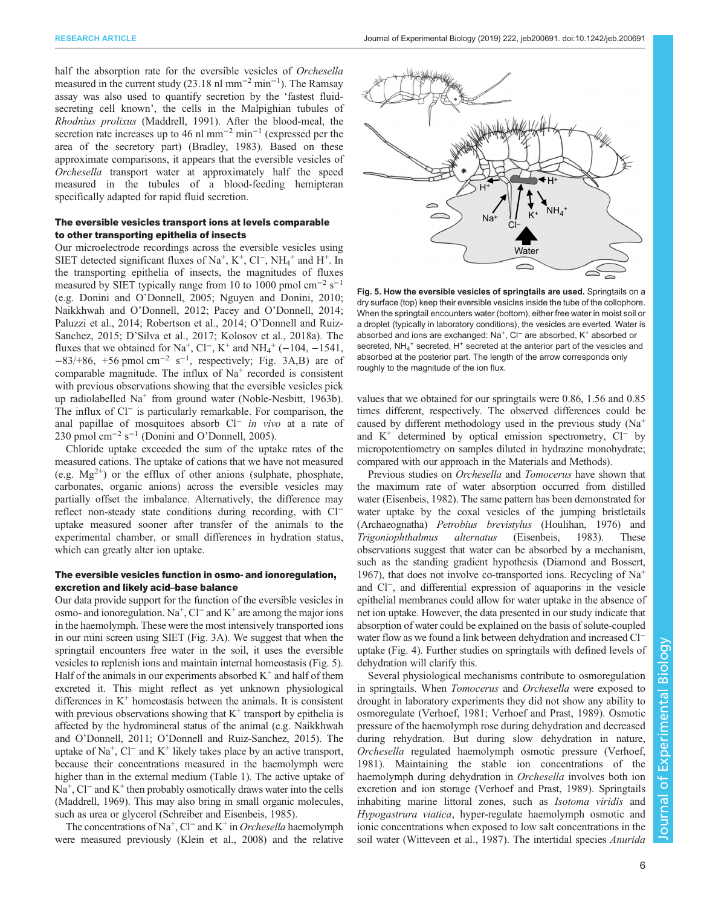half the absorption rate for the eversible vesicles of *Orchesella* measured in the current study (23.18 nl mm$^{-2}$ min$^{-1}$). The Ramsay assay was also used to quantify secretion by the 'fastest fluid-secreting cell known', the cells in the Malpighian tubules of *Rhodnius prolixus* (Maddrell, 1991). After the blood-meal, the secretion rate increases up to 46 nl mm$^{-2}$ min$^{-1}$ (expressed per the area of the secretory part) (Bradley, 1983). Based on these approximate comparisons, it appears that the eversible vesicles of *Orchesella* transport water at approximately half the speed measured in the tubules of a blood-feeding hemipteran specifically adapted for rapid fluid secretion.

### The eversible vesicles transport ions at levels comparable to other transporting epithelia of insects

Our microelectrode recordings across the eversible vesicles using SIET detected significant fluxes of $Na^+$, $K^+$, $Cl^-$, $NH_4^+$ and $H^+$. In the transporting epithelia of insects, the magnitudes of fluxes measured by SIET typically range from 10 to 1000 pmol cm$^{-2}$ s$^{-1}$ (e.g. Donini and O'Donnell, 2005; Nguyen and Donini, 2010; Naikkhwah and O'Donnell, 2012; Pacey and O'Donnell, 2014; Paluzzi et al., 2014; Robertson et al., 2014; O'Donnell and Ruiz-Sanchez, 2015; D'Silva et al., 2017; Kolosov et al., 2018a). The fluxes that we obtained for $Na^+$, $Cl^-$, $K^+$ and $NH_4^+$ (−104, −1541, −83/+86, +56 pmol cm$^{-2}$ s$^{-1}$, respectively; Fig. 3A,B) are of comparable magnitude. The influx of $Na^+$ recorded is consistent with previous observations showing that the eversible vesicles pick up radiolabelled $Na^+$ from ground water (Noble-Nesbitt, 1963b). The influx of $Cl^-$ is particularly remarkable. For comparison, the anal papillae of mosquitoes absorb $Cl^-$ *in vivo* at a rate of 230 pmol cm$^{-2}$ s$^{-1}$ (Donini and O'Donnell, 2005).

Chloride uptake exceeded the sum of the uptake rates of the measured cations. The uptake of cations that we have not measured (e.g. $Mg^{2+}$) or the efflux of other anions (sulphate, phosphate, carbonates, organic anions) across the eversible vesicles may partially offset the imbalance. Alternatively, the difference may reflect non-steady state conditions during recording, with $Cl^-$ uptake measured sooner after transfer of the animals to the experimental chamber, or small differences in hydration status, which can greatly alter ion uptake.

### The eversible vesicles function in osmo- and ionoregulation, excretion and likely acid–base balance

Our data provide support for the function of the eversible vesicles in osmo- and ionoregulation. $Na^+$, $Cl^-$ and $K^+$ are among the major ions in the haemolymph. These were the most intensively transported ions in our mini screen using SIET (Fig. 3A). We suggest that when the springtail encounters free water in the soil, it uses the eversible vesicles to replenish ions and maintain internal homeostasis (Fig. 5). Half of the animals in our experiments absorbed $K^+$ and half of them excreted it. This might reflect as yet unknown physiological differences in $K^+$ homeostasis between the animals. It is consistent with previous observations showing that $K^+$ transport by epithelia is affected by the hydromineral status of the animal (e.g. Naikkhwah and O'Donnell, 2011; O'Donnell and Ruiz-Sanchez, 2015). The uptake of $Na^+$, $Cl^-$ and $K^+$ likely takes place by an active transport, because their concentrations measured in the haemolymph were higher than in the external medium (Table 1). The active uptake of $Na^+$, $Cl^-$ and $K^+$ then probably osmotically draws water into the cells (Maddrell, 1969). This may also bring in small organic molecules, such as urea or glycerol (Schreiber and Eisenbeis, 1985).

The concentrations of $Na^+$, $Cl^-$ and $K^+$ in *Orchesella* haemolymph were measured previously (Klein et al., 2008) and the relative values that we obtained for our springtails were 0.86, 1.56 and 0.85 times different, respectively. The observed differences could be caused by different methodology used in the previous study ($Na^+$ and $K^+$ determined by optical emission spectrometry, $Cl^-$ by micropotentiometry on samples diluted in hydrazine monohydrate; compared with our approach in the Materials and Methods).

**Fig. 5. How the eversible vesicles of springtails are used.** Springtails on a dry surface (top) keep their eversible vesicles inside the tube of the collophore. When the springtail encounters water (bottom), either free water in moist soil or a droplet (typically in laboratory conditions), the vesicles are everted. Water is absorbed and ions are exchanged: $Na^+$, $Cl^-$ are absorbed, $K^+$ absorbed or secreted, $NH_4^+$ secreted, $H^+$ secreted at the anterior part of the vesicles and absorbed at the posterior part. The length of the arrow corresponds only roughly to the magnitude of the ion flux.

Previous studies on *Orchesella* and *Tomocerus* have shown that the maximum rate of water absorption occurred from distilled water (Eisenbeis, 1982). The same pattern has been demonstrated for water uptake by the coxal vesicles of the jumping bristletails (Archaeognatha) *Petrobius brevistylus* (Houlihan, 1976) and *Trigoniophthalmus alternatus* (Eisenbeis, 1983). These observations suggest that water can be absorbed by a mechanism, such as the standing gradient hypothesis (Diamond and Bossert, 1967), that does not involve co-transported ions. Recycling of $Na^+$ and $Cl^-$, and differential expression of aquaporins in the vesicle epithelial membranes could allow for water uptake in the absence of net ion uptake. However, the data presented in our study indicate that absorption of water could be explained on the basis of solute-coupled water flow as we found a link between dehydration and increased $Cl^-$ uptake (Fig. 4). Further studies on springtails with defined levels of dehydration will clarify this.

Several physiological mechanisms contribute to osmoregulation in springtails. When *Tomocerus* and *Orchesella* were exposed to drought in laboratory experiments they did not show any ability to osmoregulate (Verhoef, 1981; Verhoef and Prast, 1989). Osmotic pressure of the haemolymph rose during dehydration and decreased during rehydration. But during slow dehydration in nature, *Orchesella* regulated haemolymph osmotic pressure (Verhoef, 1981). Maintaining the stable ion concentrations of the haemolymph during dehydration in *Orchesella* involves both ion excretion and ion storage (Verhoef and Prast, 1989). Springtails inhabiting marine littoral zones, such as *Isotoma viridis* and *Hypogastrura viatica*, hyper-regulate haemolymph osmotic and ionic concentrations when exposed to low salt concentrations in the soil water (Witteveen et al., 1987). The intertidal species *Anurida*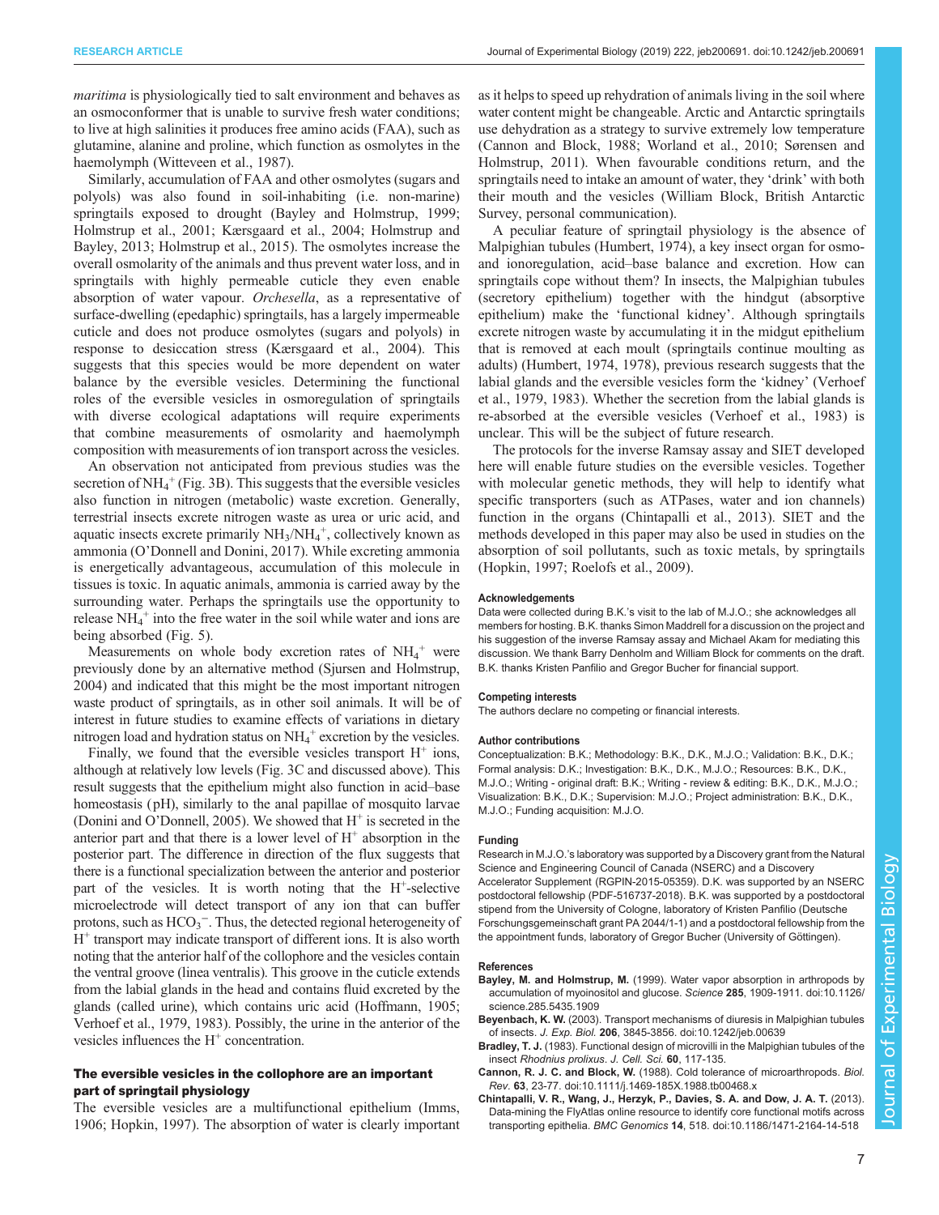*maritima* is physiologically tied to salt environment and behaves as an osmoconformer that is unable to survive fresh water conditions; to live at high salinities it produces free amino acids (FAA), such as glutamine, alanine and proline, which function as osmolytes in the haemolymph (Witteveen et al., 1987).

Similarly, accumulation of FAA and other osmolytes (sugars and polyols) was also found in soil-inhabiting (i.e. non-marine) springtails exposed to drought (Bayley and Holmstrup, 1999; Holmstrup et al., 2001; Kærsgaard et al., 2004; Holmstrup and Bayley, 2013; Holmstrup et al., 2015). The osmolytes increase the overall osmolarity of the animals and thus prevent water loss, and in springtails with highly permeable cuticle they even enable absorption of water vapour. *Orchesella*, as a representative of surface-dwelling (epedaphic) springtails, has a largely impermeable cuticle and does not produce osmolytes (sugars and polyols) in response to desiccation stress (Kærsgaard et al., 2004). This suggests that this species would be more dependent on water balance by the eversible vesicles. Determining the functional roles of the eversible vesicles in osmoregulation of springtails with diverse ecological adaptations will require experiments that combine measurements of osmolarity and haemolymph composition with measurements of ion transport across the vesicles.

An observation not anticipated from previous studies was the secretion of $NH_4^+$ (Fig. 3B). This suggests that the eversible vesicles also function in nitrogen (metabolic) waste excretion. Generally, terrestrial insects excrete nitrogen waste as urea or uric acid, and aquatic insects excrete primarily $NH_3$/$NH_4^+$, collectively known as ammonia (O'Donnell and Donini, 2017). While excreting ammonia is energetically advantageous, accumulation of this molecule in tissues is toxic. In aquatic animals, ammonia is carried away by the surrounding water. Perhaps the springtails use the opportunity to release $NH_4^+$ into the free water in the soil while water and ions are being absorbed (Fig. 5).

Measurements on whole body excretion rates of $NH_4^+$ were previously done by an alternative method (Sjursen and Holmstrup, 2004) and indicated that this might be the most important nitrogen waste product of springtails, as in other soil animals. It will be of interest in future studies to examine effects of variations in dietary nitrogen load and hydration status on $NH_4^+$ excretion by the vesicles.

Finally, we found that the eversible vesicles transport $H^+$ ions, although at relatively low levels (Fig. 3C and discussed above). This result suggests that the epithelium might also function in acid–base homeostasis (pH), similarly to the anal papillae of mosquito larvae (Donini and O'Donnell, 2005). We showed that $H^+$ is secreted in the anterior part and that there is a lower level of $H^+$ absorption in the posterior part. The difference in direction of the flux suggests that there is a functional specialization between the anterior and posterior part of the vesicles. It is worth noting that the $H^+$-selective microelectrode will detect transport of any ion that can buffer protons, such as $HCO_3^-$. Thus, the detected regional heterogeneity of $H^+$ transport may indicate transport of different ions. It is also worth noting that the anterior half of the collophore and the vesicles contain the ventral groove (linea ventralis). This groove in the cuticle extends from the labial glands in the head and contains fluid excreted by the glands (called urine), which contains uric acid (Hoffmann, 1905; Verhoef et al., 1979, 1983). Possibly, the urine in the anterior of the vesicles influences the $H^+$ concentration.

## The eversible vesicles in the collophore are an important part of springtail physiology

The eversible vesicles are a multifunctional epithelium (Imms, 1906; Hopkin, 1997). The absorption of water is clearly important as it helps to speed up rehydration of animals living in the soil where water content might be changeable. Arctic and Antarctic springtails use dehydration as a strategy to survive extremely low temperature (Cannon and Block, 1988; Worland et al., 2010; Sørensen and Holmstrup, 2011). When favourable conditions return, and the springtails need to intake an amount of water, they 'drink' with both their mouth and the vesicles (William Block, British Antarctic Survey, personal communication).

A peculiar feature of springtail physiology is the absence of Malpighian tubules (Humbert, 1974), a key insect organ for osmo- and ionoregulation, acid–base balance and excretion. How can springtails cope without them? In insects, the Malpighian tubules (secretory epithelium) together with the hindgut (absorptive epithelium) make the 'functional kidney'. Although springtails excrete nitrogen waste by accumulating it in the midgut epithelium that is removed at each moult (springtails continue moulting as adults) (Humbert, 1974, 1978), previous research suggests that the labial glands and the eversible vesicles form the 'kidney' (Verhoef et al., 1979, 1983). Whether the secretion from the labial glands is re-absorbed at the eversible vesicles (Verhoef et al., 1983) is unclear. This will be the subject of future research.

The protocols for the inverse Ramsay assay and SIET developed here will enable future studies on the eversible vesicles. Together with molecular genetic methods, they will help to identify what specific transporters (such as ATPases, water and ion channels) function in the organs (Chintapalli et al., 2013). SIET and the methods developed in this paper may also be used in studies on the absorption of soil pollutants, such as toxic metals, by springtails (Hopkin, 1997; Roelofs et al., 2009).

#### Acknowledgements

Data were collected during B.K.'s visit to the lab of M.J.O.; she acknowledges all members for hosting. B.K. thanks Simon Maddrell for a discussion on the project and his suggestion of the inverse Ramsay assay and Michael Akam for mediating this discussion. We thank Barry Denholm and William Block for comments on the draft. B.K. thanks Kristen Panfilio and Gregor Bucher for financial support.

#### Competing interests

The authors declare no competing or financial interests.

#### Author contributions

Conceptualization: B.K.; Methodology: B.K., D.K., M.J.O.; Validation: B.K., D.K.; Formal analysis: D.K.; Investigation: B.K., D.K., M.J.O.; Resources: B.K., D.K., M.J.O.; Writing - original draft: B.K.; Writing - review & editing: B.K., D.K., M.J.O.; Visualization: B.K., D.K.; Supervision: M.J.O.; Project administration: B.K., D.K., M.J.O.; Funding acquisition: M.J.O.

#### Funding

Research in M.J.O.'s laboratory was supported by a Discovery grant from the Natural Science and Engineering Council of Canada (NSERC) and a Discovery Accelerator Supplement (RGPIN-2015-05359). D.K. was supported by an NSERC postdoctoral fellowship (PDF-516737-2018). B.K. was supported by a postdoctoral stipend from the University of Cologne, laboratory of Kristen Panfilio (Deutsche Forschungsgemeinschaft grant PA 2044/1-1) and a postdoctoral fellowship from the the appointment funds, laboratory of Gregor Bucher (University of Göttingen).

#### References

**Bayley, M. and Holmstrup, M.** (1999). Water vapor absorption in arthropods by accumulation of myoinositol and glucose. *Science* **285**, 1909-1911. doi:10.1126/science.285.5435.1909

**Beyenbach, K. W.** (2003). Transport mechanisms of diuresis in Malpighian tubules of insects. *J. Exp. Biol.* **206**, 3845-3856. doi:10.1242/jeb.00639

**Bradley, T. J.** (1983). Functional design of microvilli in the Malpighian tubules of the insect *Rhodnius prolixus*. *J. Cell. Sci.* **60**, 117-135.

**Cannon, R. J. C. and Block, W.** (1988). Cold tolerance of microarthropods. *Biol. Rev.* **63**, 23-77. doi:10.1111/j.1469-185X.1988.tb00468.x

**Chintapalli, V. R., Wang, J., Herzyk, P., Davies, S. A. and Dow, J. A. T.** (2013). Data-mining the FlyAtlas online resource to identify core functional motifs across transporting epithelia. *BMC Genomics* **14**, 518. doi:10.1186/1471-2164-14-518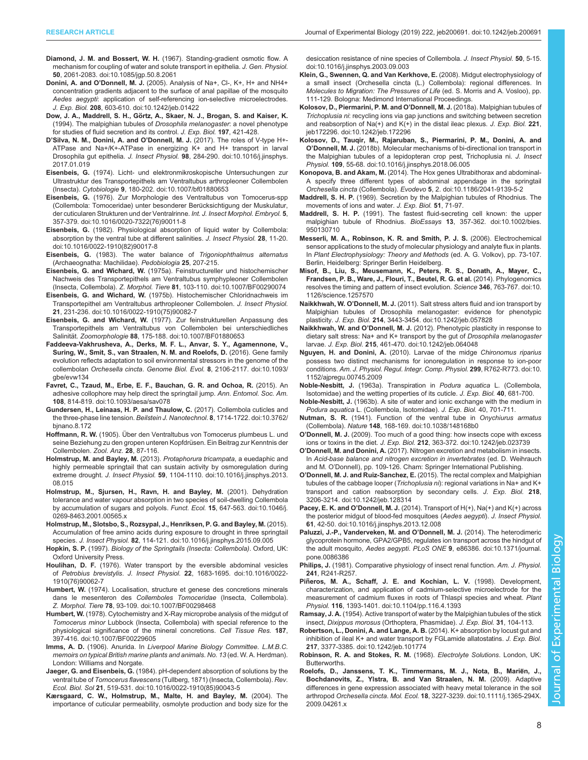**Diamond, J. M. and Bossert, W. H.** (1967). Standing-gradient osmotic flow. A mechanism for coupling of water and solute transport in epithelia. *J. Gen. Physiol.* **50**, 2061-2083. doi:10.1085/jgp.50.8.2061

**Donini, A. and O'Donnell, M. J.** (2005). Analysis of Na+, Cl-, K+, H+ and NH4+ concentration gradients adjacent to the surface of anal papillae of the mosquito *Aedes aegypti*: application of self-referencing ion-selective microelectrodes. *J. Exp. Biol.* **208**, 603-610. doi:10.1242/jeb.01422

**Dow, J. A., Maddrell, S. H., Görtz, A., Skaer, N. J., Brogan, S. and Kaiser, K.** (1994). The malpighian tubules of *Drosophila melanogaster*: a novel phenotype for studies of fluid secretion and its control. *J. Exp. Biol.* **197**, 421-428.

**D'Silva, N. M., Donini, A. and O'Donnell, M. J.** (2017). The roles of V-type H+-ATPase and Na+/K+-ATPase in energizing K+ and H+ transport in larval Drosophila gut epithelia. *J. Insect Physiol.* **98**, 284-290. doi:10.1016/j.jinsphys.2017.01.019

**Eisenbeis, G.** (1974). Licht- und elektronmikroskopische Untersuchungen zur Ultrastruktur des Transportepithels am Ventraltubus arthropleoner Collembolen (Insecta). *Cytobiologie* **9**, 180-202. doi:10.1007/bf01880653

**Eisenbeis, G.** (1976). Zur Morphologie des Ventraltubus von Tomocerus-spp (Collembola: Tomoceridae) unter besonderer Berücksichtigung der Muskulatur, der cuticularen Strukturen und der Ventralrinne. *Int. J. Insect Morphol. Embryol.* **5**, 357-379. doi:10.1016/0020-7322(76)90011-8

**Eisenbeis, G.** (1982). Physiological absorption of liquid water by Collembola: absorption by the ventral tube at different salinities. *J. Insect Physiol.* **28**, 11-20. doi:10.1016/0022-1910(82)90017-8

**Eisenbeis, G.** (1983). The water balance of *Trigoniophthalmus alternatus* (Archaeognatha: Machilidae). *Pedobiologia* **25**, 207-215.

**Eisenbeis, G. and Wichard, W.** (1975a). Feinstructureller und histochemischer Nachweis des Transportepithels am Ventraltubus symphypleoner Collembolen (Insecta, Collembola). *Z. Morphol. Tiere* **81**, 103-110. doi:10.1007/BF00290074

**Eisenbeis, G. and Wichard, W.** (1975b). Histochemischer Chloridnachweis im Transportepithel am Ventraltubus arthropleoner Collembolen. *J. Insect Physiol.* **21**, 231-236. doi:10.1016/0022-1910(75)90082-7

**Eisenbeis, G. and Wichard, W.** (1977). Zur feinstrukturellen Anpassung des Transportepithels am Ventraltubus von Collembolen bei unterschiedliches Salinität. *Zoomorphologie* **88**, 175-188. doi:10.1007/BF01880653

**Faddeeva-Vakhrusheva, A., Derks, M. F. L., Anvar, S. Y., Agamennone, V., Suring, W., Smit, S., van Straalen, N. M. and Roelofs, D.** (2016). Gene family evolution reflects adaptation to soil environmental stressors in the genome of the collembolan *Orchesella cincta*. *Genome Biol. Evol.* **8**, 2106-2117. doi:10.1093/gbe/evw134

**Favret, C., Tzaud, M., Erbe, E. F., Bauchan, G. R. and Ochoa, R.** (2015). An adhesive collophore may help direct the springtail jump. *Ann. Entomol. Soc. Am.* **108**, 814-819. doi:10.1093/aesa/sav078

**Gundersen, H., Leinaas, H. P. and Thaulow, C.** (2017). Collembola cuticles and the three-phase line tension. *Beilstein J. Nanotechnol.* **8**, 1714-1722. doi:10.3762/bjnano.8.172

**Hoffmann, R. W.** (1905). Über den Ventraltubus von Tomocerus plumbeus L. und seine Beziehung zu den gropen unteren Kopfdrüsen. Ein Beitrag zur Kenntnis der Collembolen. *Zool. Anz.* **28**, 87-116.

**Holmstrup, M. and Bayley, M.** (2013). *Protaphorura tricampata*, a euedaphic and highly permeable springtail that can sustain activity by osmoregulation during extreme drought. *J. Insect Physiol.* **59**, 1104-1110. doi:10.1016/j.jinsphys.2013.08.015

**Holmstrup, M., Sjursen, H., Ravn, H. and Bayley, M.** (2001). Dehydration tolerance and water vapour absorption in two species of soil-dwelling Collembola by accumulation of sugars and polyols. *Funct. Ecol.* **15**, 647-653. doi:10.1046/j.0269-8463.2001.00565.x

**Holmstrup, M., Slotsbo, S., Rozsypal, J., Henriksen, P. G. and Bayley, M.** (2015). Accumulation of free amino acids during exposure to drought in three springtail species. *J. Insect Physiol.* **82**, 114-121. doi:10.1016/j.jinsphys.2015.09.005

**Hopkin, S. P.** (1997). *Biology of the Springtails (Insecta: Collembola)*. Oxford, UK: Oxford University Press.

**Houlihan, D. F.** (1976). Water transport by the eversible abdominal vesicles of *Petrobius brevistylis*. *J. Insect Physiol.* **22**, 1683-1695. doi:10.1016/0022-1910(76)90062-7

**Humbert, W.** (1974). Localisation, structure et genese des concretions minerals dans le mesenteron des *Collemboles Tomoceridae* (Insecta, Collembola). *Z. Morphol. Tiere* **78**, 93-109. doi:10.1007/BF00298468

**Humbert, W.** (1978). Cytochemistry and X-Ray microprobe analysis of the midgut of *Tomocerus minor* Lubbock (Insecta, Collembola) with special reference to the physiological significance of the mineral concretions. *Cell Tissue Res.* **187**, 397-416. doi:10.1007/BF00229605

**Imms, A. D.** (1906). Anurida. In *Liverpool Marine Biology Committee. L.M.B.C. memoirs on typical British marine plants and animals. No. 13* (ed. W. A. Herdman). London: Williams and Norgate.

**Jaeger, G. and Eisenbeis, G.** (1984). pH-dependent absorption of solutions by the ventral tube of *Tomocerus flavescens* (Tullberg, 1871) (Insecta, Collembola). *Rev. Ecol. Biol. Sol* **21**, 519-531. doi:10.1016/0022-1910(85)90043-5

**Kærsgaard, C. W., Holmstrup, M., Malte, H. and Bayley, M.** (2004). The importance of cuticular permeability, osmolyte production and body size for the desiccation resistance of nine species of Collembola. *J. Insect Physiol.* **50**, 5-15. doi:10.1016/j.jinsphys.2003.09.003

**Klein, G., Swennen, Q. and Van Kerkhove, E.** (2008). Midgut electrophysiology of a small insect (Orchesella cincta (L.) Collembola): regional differences. In *Molecules to Migration: The Pressures of Life* (ed. S. Morris and A. Vosloo), pp. 111-129. Bologna: Medimond International Proceedings.

**Kolosov, D., Piermarini, P. M. and O'Donnell, M. J.** (2018a). Malpighian tubules of *Trichoplusia ni*: recycling ions via gap junctions and switching between secretion and reabsorption of Na(+) and K(+) in the distal ileac plexus. *J. Exp. Biol.* **221**, jeb172296. doi:10.1242/jeb.172296

**Kolosov, D., Tauqir, M., Rajaruban, S., Piermarini, P. M., Donini, A. and O'Donnell, M. J.** (2018b). Molecular mechanisms of bi-directional ion transport in the Malpighian tubules of a lepidopteran crop pest, Trichoplusia ni. *J. Insect Physiol.* **109**, 55-68. doi:10.1016/j.jinsphys.2018.06.005

**Konopova, B. and Akam, M.** (2014). The Hox genes Ultrabithorax and abdominal-A specify three different types of abdominal appendage in the springtail *Orchesella cincta* (Collembola). *Evodevo* **5**, 2. doi:10.1186/2041-9139-5-2

**Maddrell, S. H. P.** (1969). Secretion by the Malpighian tubules of Rhodnius. The movements of ions and water. *J. Exp. Biol.* **51**, 71-97.

**Maddrell, S. H. P.** (1991). The fastest fluid-secreting cell known: the upper malpighian tubule of Rhodnius. *BioEssays* **13**, 357-362. doi:10.1002/bies.950130710

**Messerli, M. A., Robinson, K. R. and Smith, P. J. S.** (2006). Electrochemical sensor applications to the study of molecular physiology and analyte flux in plants. In *Plant Electrophysiology: Theory and Methods* (ed. A. G. Volkov), pp. 73-107. Berlin, Heidelberg: Springer Berlin Heidelberg.

**Misof, B., Liu, S., Meusemann, K., Peters, R. S., Donath, A., Mayer, C., Frandsen, P. B., Ware, J., Flouri, T., Beutel, R. G. et al.** (2014). Phylogenomics resolves the timing and pattern of insect evolution. *Science* **346**, 763-767. doi:10.1126/science.1257570

**Naikkhwah, W. O'Donnell, M. J.** (2011). Salt stress alters fluid and ion transport by Malpighian tubules of Drosophila melanogaster: evidence for phenotypic plasticity. *J. Exp. Biol.* **214**, 3443-3454. doi:10.1242/jeb.057828

**Naikkhwah, W. and O'Donnell, M. J.** (2012). Phenotypic plasticity in response to dietary salt stress: Na+ and K+ transport by the gut of *Drosophila melanogaster* larvae. *J. Exp. Biol.* **215**, 461-470. doi:10.1242/jeb.064048

**Nguyen, H. and Donini, A.** (2010). Larvae of the midge *Chironomus riparius* possess two distinct mechanisms for ionoregulation in response to ion-poor conditions. *Am. J. Physiol. Regul. Integr. Comp. Physiol.* **299**, R762-R773. doi:10.1152/ajpregu.00745.2009

**Noble-Nesbitt, J.** (1963a). Transpiration in *Podura aquatica* L. (Collembola, Isotomidae) and the wetting properties of its cuticle. *J. Exp. Biol.* **40**, 681-700.

**Noble-Nesbitt, J.** (1963b). A site of water and ionic exchange with the medium in *Podura aquatica* L. (Collembola, Isotomidae). *J. Exp. Biol.* 40, 701-711.

**Nutman, S. R.** (1941). Function of the ventral tube in *Onychiurus armatus* (Collembola). *Nature* **148**, 168-169. doi:10.1038/148168b0

**O'Donnell, M. J.** (2009). Too much of a good thing: how insects cope with excess ions or toxins in the diet. *J. Exp. Biol.* **212**, 363-372. doi:10.1242/jeb.023739

**O'Donnell, M. and Donini, A.** (2017). Nitrogen excretion and metabolism in insects. In *Acid-base balance and nitrogen excretion in invertebrates* (ed. D. Weihrauch and M. O'Donnell), pp. 109-126. Cham: Springer International Publishing.

**O'Donnell, M. J. and Ruiz-Sanchez, E.** (2015). The rectal complex and Malpighian tubules of the cabbage looper (*Trichoplusia ni*): regional variations in Na+ and K+ transport and cation reabsorption by secondary cells. *J. Exp. Biol.* **218**, 3206-3214. doi:10.1242/jeb.128314

**Pacey, E. K. and O'Donnell, M. J.** (2014). Transport of H(+), Na(+) and K(+) across the posterior midgut of blood-fed mosquitoes (*Aedes aegypti*). *J. Insect Physiol.* **61**, 42-50. doi:10.1016/j.jinsphys.2013.12.008

**Paluzzi, J.-P., Vanderveken, M. and O'Donnell, M. J.** (2014). The heterodimeric glycoprotein hormone, GPA2/GPB5, regulates ion transport across the hindgut of the adult mosquito, *Aedes aegypti*. *PLoS ONE* **9**, e86386. doi:10.1371/journal.pone.0086386

**Philips, J.** (1981). Comparative physiology of insect renal function. *Am. J. Physiol.* **241**, R241-R257.

**Piñeros, M. A., Schaff, J. E. and Kochian, L. V.** (1998). Development, characterization, and application of cadmium-selective microelectrode for the measurement of cadmium fluxes in roots of Thlaspi species and wheat. *Plant Physiol.* **116**, 1393-1401. doi:10.1104/pp.116.4.1393

**Ramsay, J. A.** (1954). Active transport of water by the Malpighian tubules of the stick insect, *Dixippus morosus* (Orthoptera, Phasmidae). *J. Exp. Biol.* **31**, 104-113.

**Robertson, L., Donini, A. and Lange, A. B.** (2014). K+ absorption by locust gut and inhibition of ileal K+ and water transport by FGLamide allostatins. *J. Exp. Biol.* **217**, 3377-3385. doi:10.1242/jeb.101774

**Robinson, R. A. and Stokes, R. M.** (1968). *Electrolyte Solutions*. London, UK: Butterworths.

**Roelofs, D., Janssens, T. K., Timmermans, M. J., Nota, B., Mariën, J., Bochdanovits, Z., Ylstra, B. and Van Straalen, N. M.** (2009). Adaptive differences in gene expression associated with heavy metal tolerance in the soil arthropod *Orchesella cincta*. *Mol. Ecol.* **18**, 3227-3239. doi:10.1111/j.1365-294X.2009.04261.x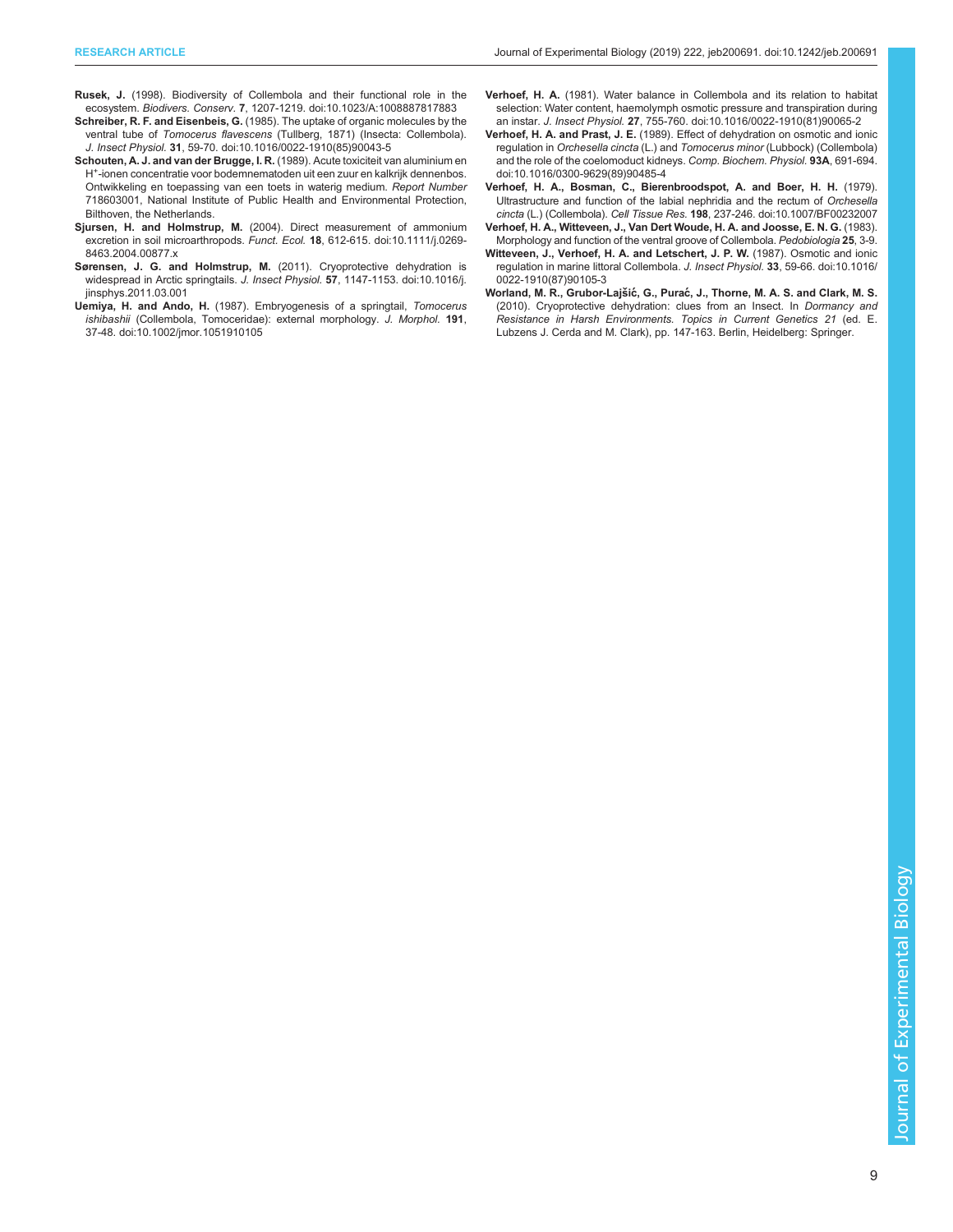**Rusek, J.** (1998). Biodiversity of Collembola and their functional role in the ecosystem. *Biodivers. Conserv.* **7**, 1207-1219. doi:10.1023/A:1008887817883

**Schreiber, R. F. and Eisenbeis, G.** (1985). The uptake of organic molecules by the ventral tube of *Tomocerus flavescens* (Tullberg, 1871) (Insecta: Collembola). *J. Insect Physiol.* **31**, 59-70. doi:10.1016/0022-1910(85)90043-5

**Schouten, A. J. and van der Brugge, I. R.** (1989). Acute toxiciteit van aluminium en $H^+$-ionen concentratie voor bodemnematoden uit een zuur en kalkrijk dennenbos. Ontwikkeling en toepassing van een toets in waterig medium. *Report Number* 718603001, National Institute of Public Health and Environmental Protection, Bilthoven, the Netherlands.

**Sjursen, H. and Holmstrup, M.** (2004). Direct measurement of ammonium excretion in soil microarthropods. *Funct. Ecol.* **18**, 612-615. doi:10.1111/j.0269-8463.2004.00877.x

**Sørensen, J. G. and Holmstrup, M.** (2011). Cryoprotective dehydration is widespread in Arctic springtails. *J. Insect Physiol.* **57**, 1147-1153. doi:10.1016/j.jinsphys.2011.03.001

**Uemiya, H. and Ando, H.** (1987). Embryogenesis of a springtail, *Tomocerus ishibashii* (Collembola, Tomoceridae): external morphology. *J. Morphol.* **191**, 37-48. doi:10.1002/jmor.1051910105

**Verhoef, H. A.** (1981). Water balance in Collembola and its relation to habitat selection: Water content, haemolymph osmotic pressure and transpiration during an instar. *J. Insect Physiol.* **27**, 755-760. doi:10.1016/0022-1910(81)90065-2

**Verhoef, H. A. and Prast, J. E.** (1989). Effect of dehydration on osmotic and ionic regulation in *Orchesella cincta* (L.) and *Tomocerus minor* (Lubbock) (Collembola) and the role of the coelomoduct kidneys. *Comp. Biochem. Physiol.* **93A**, 691-694. doi:10.1016/0300-9629(89)90485-4

**Verhoef, H. A., Bosman, C., Bierenbroodspot, A. and Boer, H. H.** (1979). Ultrastructure and function of the labial nephridia and the rectum of *Orchesella cincta* (L.) (Collembola). *Cell Tissue Res.* **198**, 237-246. doi:10.1007/BF00232007

**Verhoef, H. A., Witteveen, J., Van Dert Woude, H. A. and Joosse, E. N. G.** (1983). Morphology and function of the ventral groove of Collembola. *Pedobiologia* **25**, 3-9.

**Witteveen, J., Verhoef, H. A. and Letschert, J. P. W.** (1987). Osmotic and ionic regulation in marine littoral Collembola. *J. Insect Physiol.* **33**, 59-66. doi:10.1016/0022-1910(87)90105-3

**Worland, M. R., Grubor-Lajšić, G., Purać, J., Thorne, M. A. S. and Clark, M. S.** (2010). Cryoprotective dehydration: clues from an Insect. In *Dormancy and Resistance in Harsh Environments. Topics in Current Genetics 21* (ed. E. Lubzens J. Cerda and M. Clark), pp. 147-163. Berlin, Heidelberg: Springer.